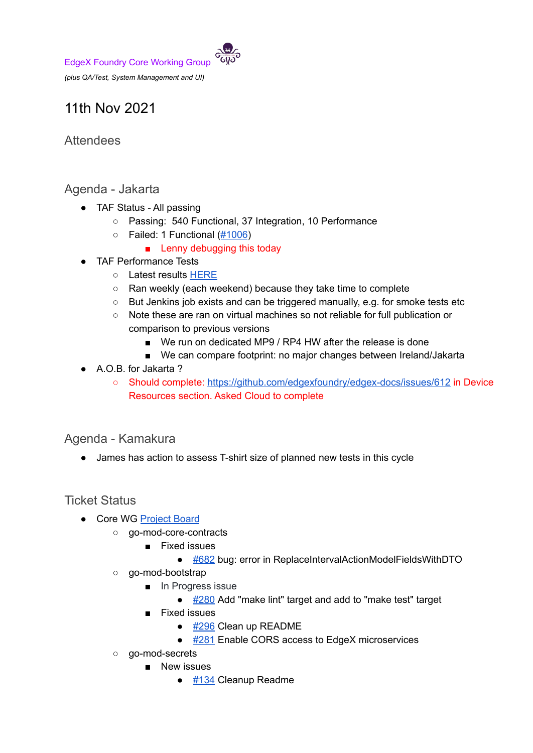EdgeX Foundry Core Working Group

*(plus QA/Test, System Management and UI)*

# 11th Nov 2021

## Attendees

## Agenda - Jakarta

- TAF Status - All passing
  - Passing: 540 Functional, 37 Integration, 10 Performance
  - Failed: 1 Functional (#1006)
    - Lenny debugging this today
- TAF Performance Tests
  - Latest results HERE
  - Ran weekly (each weekend) because they take time to complete
  - But Jenkins job exists and can be triggered manually, e.g. for smoke tests etc
  - Note these are ran on virtual machines so not reliable for full publication or comparison to previous versions
    - We run on dedicated MP9 / RP4 HW after the release is done
    - We can compare footprint: no major changes between Ireland/Jakarta
- A.O.B. for Jakarta ?
  - Should complete: https://github.com/edgexfoundry/edgex-docs/issues/612 in Device Resources section. Asked Cloud to complete

## Agenda - Kamakura

- James has action to assess T-shirt size of planned new tests in this cycle

## Ticket Status

- Core WG Project Board
  - go-mod-core-contracts
    - Fixed issues
      - #682 bug: error in ReplaceIntervalActionModelFieldsWithDTO
  - go-mod-bootstrap
    - In Progress issue
      - #280 Add "make lint" target and add to "make test" target
    - Fixed issues
      - #296 Clean up README
      - #281 Enable CORS access to EdgeX microservices
  - go-mod-secrets
    - New issues
      - #134 Cleanup Readme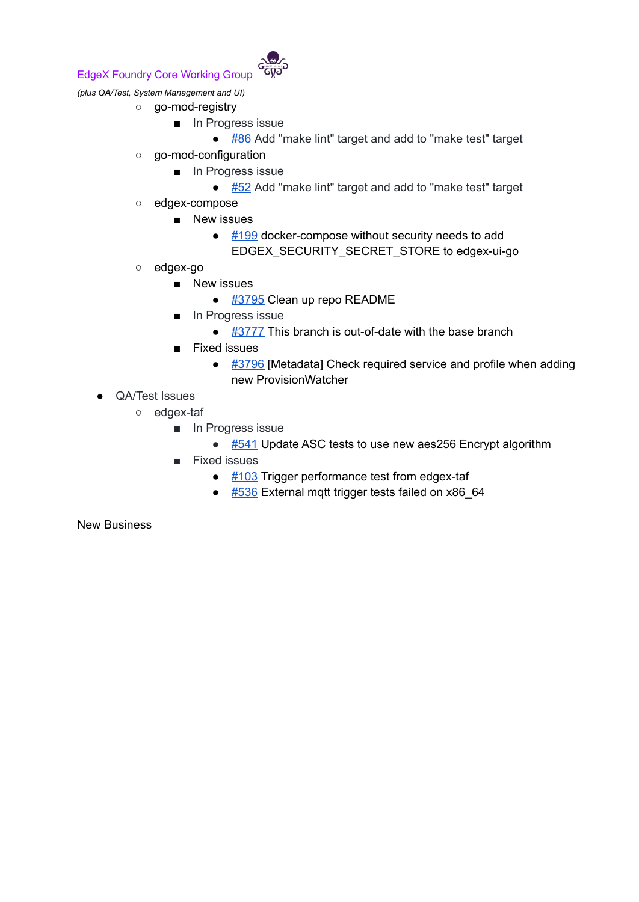- go-mod-registry
    - In Progress issue
      - #86 Add "make lint" target and add to "make test" target
  - go-mod-configuration
    - In Progress issue
      - #52 Add "make lint" target and add to "make test" target
  - edgex-compose
    - New issues
      - #199 docker-compose without security needs to add EDGEX_SECURITY_SECRET_STORE to edgex-ui-go
  - edgex-go
    - New issues
      - #3795 Clean up repo README
    - In Progress issue
      - #3777 This branch is out-of-date with the base branch
    - Fixed issues
      - #3796 [Metadata] Check required service and profile when adding new ProvisionWatcher
- QA/Test Issues
  - edgex-taf
    - In Progress issue
      - #541 Update ASC tests to use new aes256 Encrypt algorithm
    - Fixed issues
      - #103 Trigger performance test from edgex-taf
      - #536 External mqtt trigger tests failed on x86_64

New Business